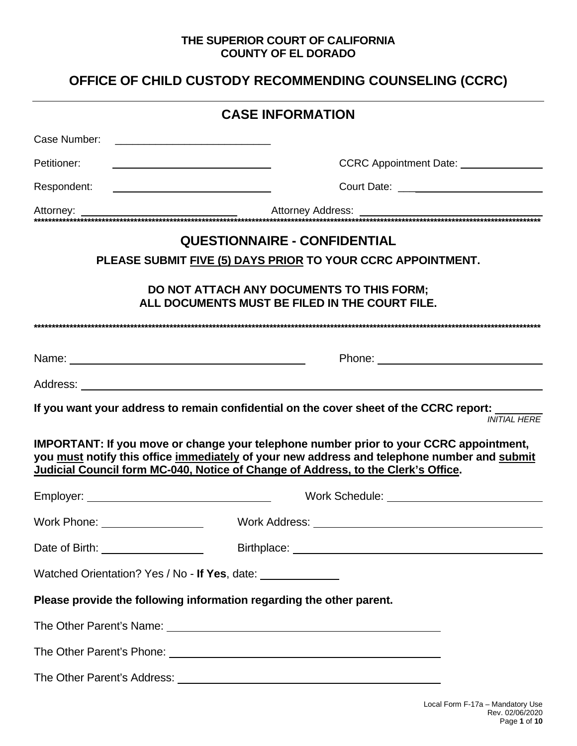**THE SUPERIOR COURT OF CALIFORNIA**
**COUNTY OF EL DORADO**

# OFFICE OF CHILD CUSTODY RECOMMENDING COUNSELING (CCRC)

## CASE INFORMATION

Case Number: ____________________________

Petitioner: ____________________________ CCRC Appointment Date: ______________

Respondent: ____________________________ Court Date: ______________________

Attorney: ____________________________ Attorney Address: ____________________________

***

## QUESTIONNAIRE - CONFIDENTIAL

**PLEASE SUBMIT FIVE (5) DAYS PRIOR TO YOUR CCRC APPOINTMENT.**

**DO NOT ATTACH ANY DOCUMENTS TO THIS FORM;**
**ALL DOCUMENTS MUST BE FILED IN THE COURT FILE.**

***

Name: ______________________________________ Phone: ____________________________

Address: ______________________________________________________________________

**If you want your address to remain confidential on the cover sheet of the CCRC report:** ________ *INITIAL HERE*

**IMPORTANT: If you move or change your telephone number prior to your CCRC appointment, you must notify this office immediately of your new address and telephone number and submit Judicial Council form MC-040, Notice of Change of Address, to the Clerk's Office.**

Employer: ______________________________ Work Schedule: ____________________________

Work Phone: ________________ Work Address: ______________________________________

Date of Birth: ________________ Birthplace: ______________________________________

Watched Orientation? Yes / No - **If Yes**, date: _____________

**Please provide the following information regarding the other parent.**

The Other Parent's Name: ______________________________________________

The Other Parent's Phone: ______________________________________________

The Other Parent's Address: ______________________________________________

Local Form F-17a – Mandatory Use
Rev. 02/06/2020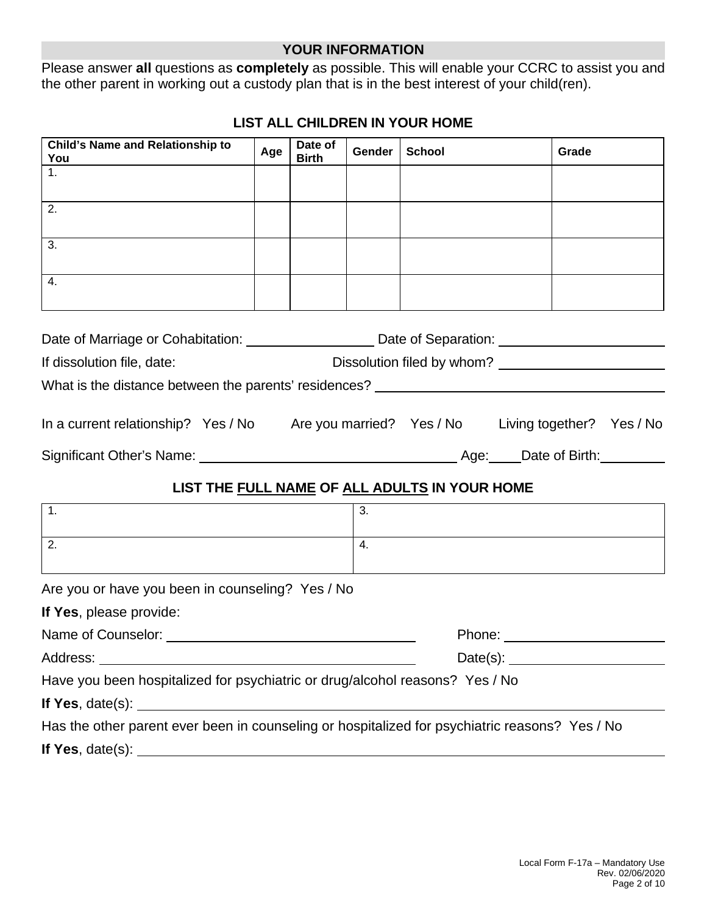## YOUR INFORMATION

Please answer **all** questions as **completely** as possible. This will enable your CCRC to assist you and the other parent in working out a custody plan that is in the best interest of your child(ren).

### LIST ALL CHILDREN IN YOUR HOME

| Child's Name and Relationship to You | Age | Date of Birth | Gender | School | Grade |
|---|---|---|---|---|---|
| 1. | | | | | |
| 2. | | | | | |
| 3. | | | | | |
| 4. | | | | | |

Date of Marriage or Cohabitation: ________________ Date of Separation: ____________________

If dissolution file, date: Dissolution filed by whom? ____________________

What is the distance between the parents' residences? ____________________________________

In a current relationship? Yes / No Are you married? Yes / No Living together? Yes / No

Significant Other's Name: ______________________________ Age:____Date of Birth:________

### LIST THE FULL NAME OF ALL ADULTS IN YOUR HOME

| | |
|---|---|
| 1. | 3. |
| 2. | 4. |

Are you or have you been in counseling? Yes / No

**If Yes**, please provide:

Name of Counselor: ______________________________ Phone: ____________________

Address: ________________________________________ Date(s): ____________________

Have you been hospitalized for psychiatric or drug/alcohol reasons? Yes / No

**If Yes**, date(s): ____________________________________________________________

Has the other parent ever been in counseling or hospitalized for psychiatric reasons? Yes / No

**If Yes**, date(s): ____________________________________________________________

Local Form F-17a – Mandatory Use
Rev. 02/06/2020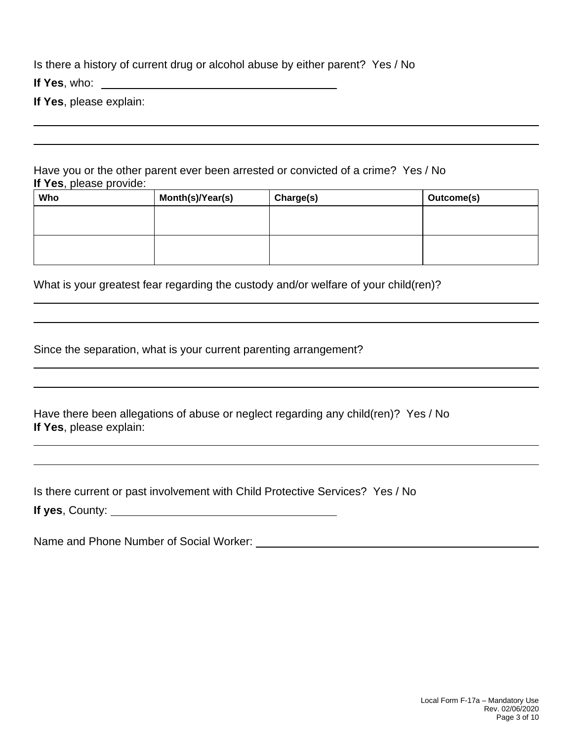Is there a history of current drug or alcohol abuse by either parent? Yes / No

**If Yes**, who: ________________________________________

**If Yes**, please explain:

______________________________________________________________________________

______________________________________________________________________________

Have you or the other parent ever been arrested or convicted of a crime? Yes / No
**If Yes**, please provide:

| Who | Month(s)/Year(s) | Charge(s) | Outcome(s) |
|---|---|---|---|
| | | | |
| | | | |

What is your greatest fear regarding the custody and/or welfare of your child(ren)?

______________________________________________________________________________

______________________________________________________________________________

Since the separation, what is your current parenting arrangement?

______________________________________________________________________________

______________________________________________________________________________

Have there been allegations of abuse or neglect regarding any child(ren)? Yes / No
**If Yes**, please explain:

______________________________________________________________________________

______________________________________________________________________________

Is there current or past involvement with Child Protective Services? Yes / No

**If yes**, County: ________________________________________

Name and Phone Number of Social Worker: ________________________________________

Local Form F-17a – Mandatory Use
Rev. 02/06/2020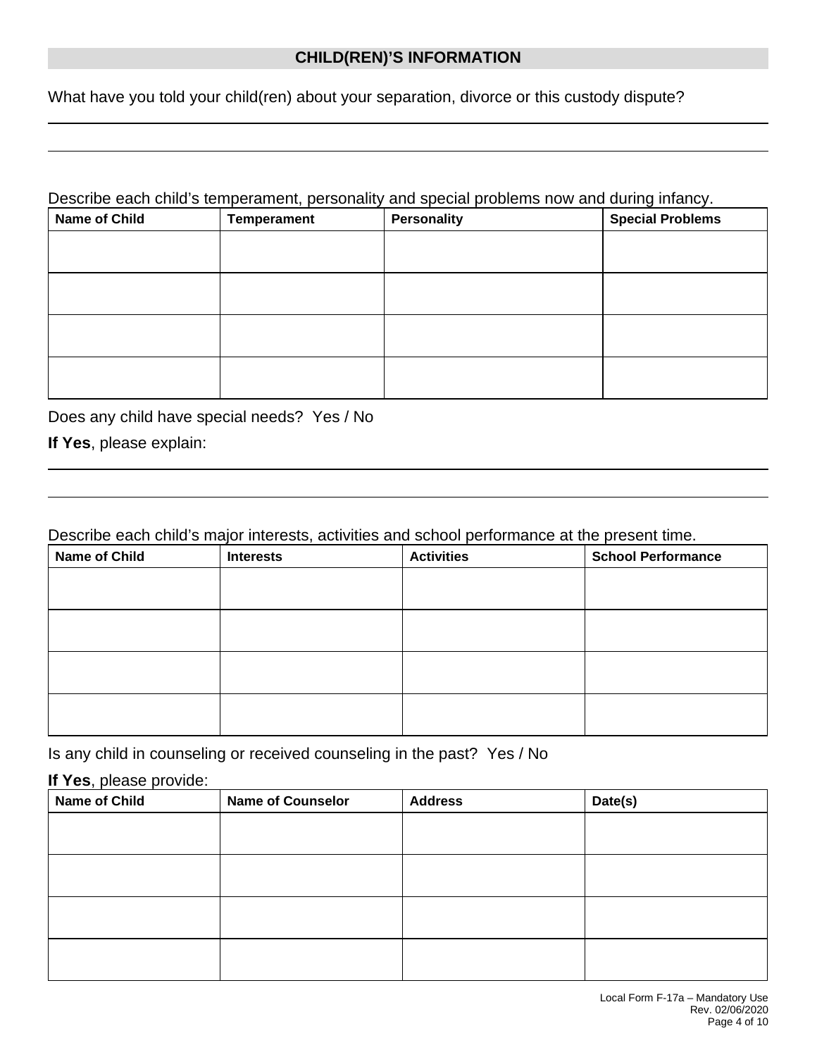## CHILD(REN)'S INFORMATION

What have you told your child(ren) about your separation, divorce or this custody dispute?

Describe each child's temperament, personality and special problems now and during infancy.

| Name of Child | Temperament | Personality | Special Problems |
|---|---|---|---|
| | | | |
| | | | |
| | | | |
| | | | |

Does any child have special needs? Yes / No

**If Yes**, please explain:

Describe each child's major interests, activities and school performance at the present time.

| Name of Child | Interests | Activities | School Performance |
|---|---|---|---|
| | | | |
| | | | |
| | | | |
| | | | |

Is any child in counseling or received counseling in the past? Yes / No

**If Yes**, please provide:

| Name of Child | Name of Counselor | Address | Date(s) |
|---|---|---|---|
| | | | |
| | | | |
| | | | |
| | | | |

Local Form F-17a – Mandatory Use
Rev. 02/06/2020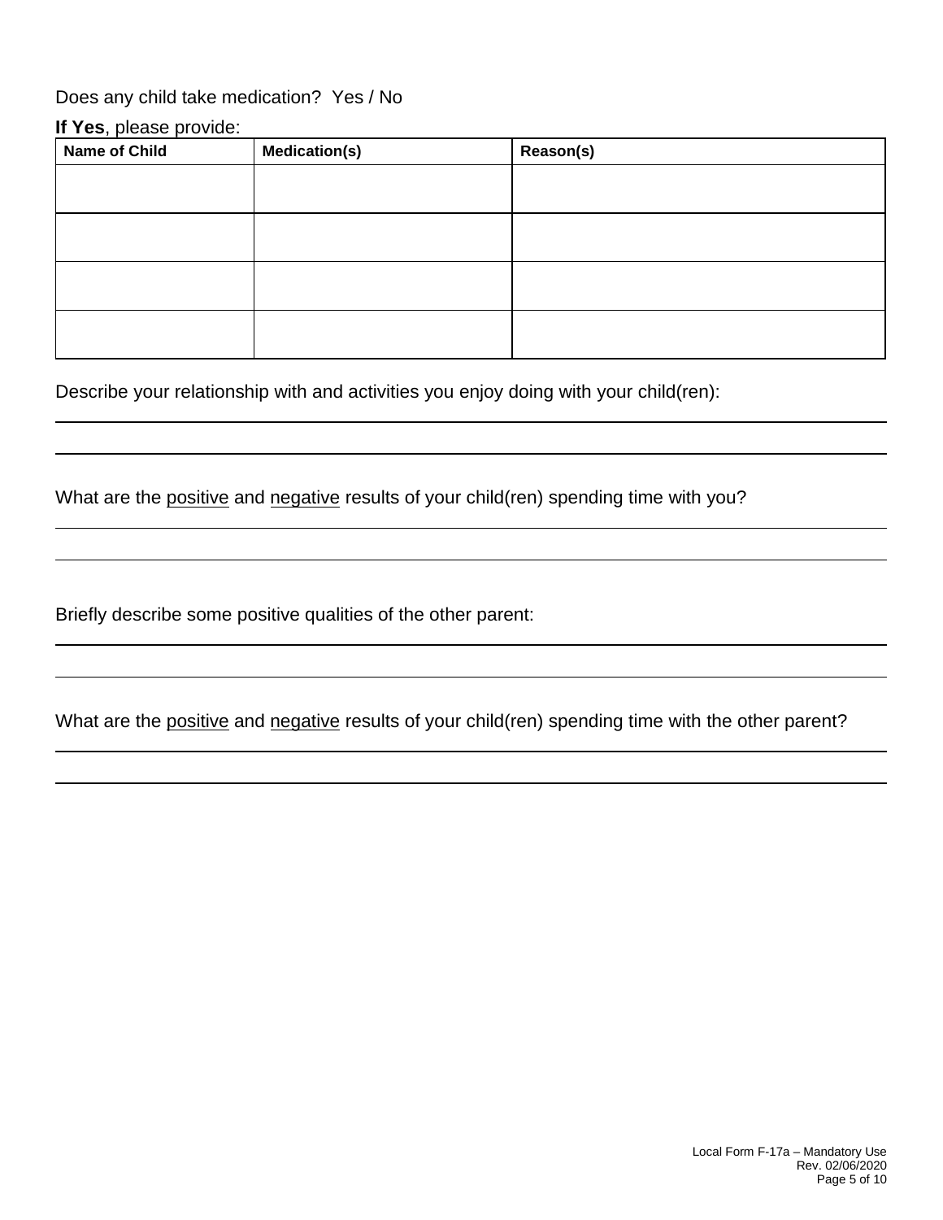Does any child take medication? Yes / No

**If Yes**, please provide:

| Name of Child | Medication(s) | Reason(s) |
| --- | --- | --- |
| | | |
| | | |
| | | |
| | | |

Describe your relationship with and activities you enjoy doing with your child(ren):

\_\_\_\_\_\_\_\_\_\_\_\_\_\_\_\_\_\_\_\_\_\_\_\_\_\_\_\_\_\_\_\_\_\_\_\_\_\_\_\_\_\_\_\_\_\_\_\_\_\_\_\_\_\_\_\_\_\_\_\_\_\_\_\_\_\_\_\_\_\_\_\_\_\_\_\_\_\_

\_\_\_\_\_\_\_\_\_\_\_\_\_\_\_\_\_\_\_\_\_\_\_\_\_\_\_\_\_\_\_\_\_\_\_\_\_\_\_\_\_\_\_\_\_\_\_\_\_\_\_\_\_\_\_\_\_\_\_\_\_\_\_\_\_\_\_\_\_\_\_\_\_\_\_\_\_\_

What are the <u>positive</u> and <u>negative</u> results of your child(ren) spending time with you?

\_\_\_\_\_\_\_\_\_\_\_\_\_\_\_\_\_\_\_\_\_\_\_\_\_\_\_\_\_\_\_\_\_\_\_\_\_\_\_\_\_\_\_\_\_\_\_\_\_\_\_\_\_\_\_\_\_\_\_\_\_\_\_\_\_\_\_\_\_\_\_\_\_\_\_\_\_\_

\_\_\_\_\_\_\_\_\_\_\_\_\_\_\_\_\_\_\_\_\_\_\_\_\_\_\_\_\_\_\_\_\_\_\_\_\_\_\_\_\_\_\_\_\_\_\_\_\_\_\_\_\_\_\_\_\_\_\_\_\_\_\_\_\_\_\_\_\_\_\_\_\_\_\_\_\_\_

Briefly describe some positive qualities of the other parent:

\_\_\_\_\_\_\_\_\_\_\_\_\_\_\_\_\_\_\_\_\_\_\_\_\_\_\_\_\_\_\_\_\_\_\_\_\_\_\_\_\_\_\_\_\_\_\_\_\_\_\_\_\_\_\_\_\_\_\_\_\_\_\_\_\_\_\_\_\_\_\_\_\_\_\_\_\_\_

\_\_\_\_\_\_\_\_\_\_\_\_\_\_\_\_\_\_\_\_\_\_\_\_\_\_\_\_\_\_\_\_\_\_\_\_\_\_\_\_\_\_\_\_\_\_\_\_\_\_\_\_\_\_\_\_\_\_\_\_\_\_\_\_\_\_\_\_\_\_\_\_\_\_\_\_\_\_

What are the <u>positive</u> and <u>negative</u> results of your child(ren) spending time with the other parent?

\_\_\_\_\_\_\_\_\_\_\_\_\_\_\_\_\_\_\_\_\_\_\_\_\_\_\_\_\_\_\_\_\_\_\_\_\_\_\_\_\_\_\_\_\_\_\_\_\_\_\_\_\_\_\_\_\_\_\_\_\_\_\_\_\_\_\_\_\_\_\_\_\_\_\_\_\_\_

\_\_\_\_\_\_\_\_\_\_\_\_\_\_\_\_\_\_\_\_\_\_\_\_\_\_\_\_\_\_\_\_\_\_\_\_\_\_\_\_\_\_\_\_\_\_\_\_\_\_\_\_\_\_\_\_\_\_\_\_\_\_\_\_\_\_\_\_\_\_\_\_\_\_\_\_\_\_

Local Form F-17a – Mandatory Use
Rev. 02/06/2020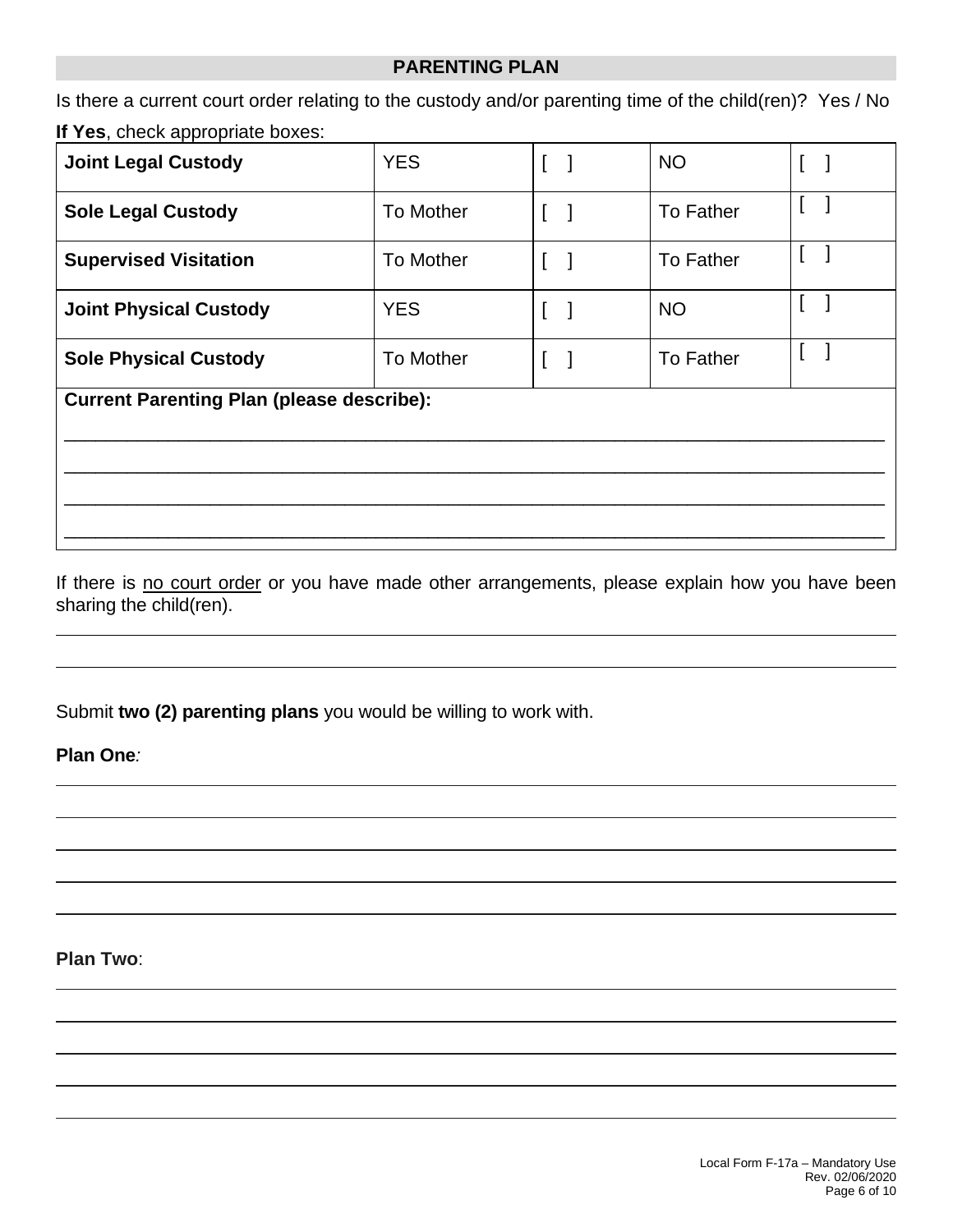## PARENTING PLAN

Is there a current court order relating to the custody and/or parenting time of the child(ren)? Yes / No

**If Yes**, check appropriate boxes:

| | | | | |
|---|---|---|---|---|
| **Joint Legal Custody** | YES | [ ] | NO | [ ] |
| **Sole Legal Custody** | To Mother | [ ] | To Father | [ ] |
| **Supervised Visitation** | To Mother | [ ] | To Father | [ ] |
| **Joint Physical Custody** | YES | [ ] | NO | [ ] |
| **Sole Physical Custody** | To Mother | [ ] | To Father | [ ] |
| **Current Parenting Plan (please describe):** | | | | |

______________________________________________________________________________

______________________________________________________________________________

______________________________________________________________________________

______________________________________________________________________________

If there is no court order or you have made other arrangements, please explain how you have been sharing the child(ren).

______________________________________________________________________________

______________________________________________________________________________

Submit **two (2) parenting plans** you would be willing to work with.

**Plan One***:*

______________________________________________________________________________

______________________________________________________________________________

______________________________________________________________________________

______________________________________________________________________________

______________________________________________________________________________

**Plan Two**:

______________________________________________________________________________

______________________________________________________________________________

______________________________________________________________________________

______________________________________________________________________________

______________________________________________________________________________

Local Form F-17a – Mandatory Use
Rev. 02/06/2020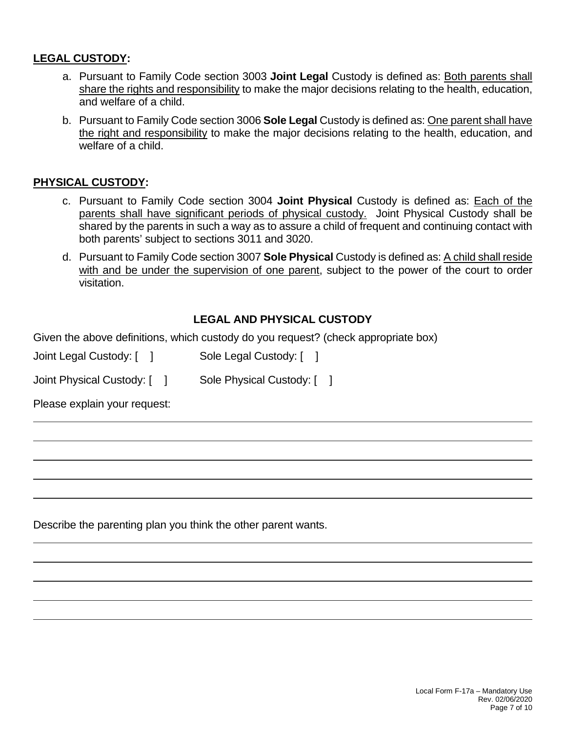**LEGAL CUSTODY:**

a. Pursuant to Family Code section 3003 **Joint Legal** Custody is defined as: Both parents shall share the rights and responsibility to make the major decisions relating to the health, education, and welfare of a child.

b. Pursuant to Family Code section 3006 **Sole Legal** Custody is defined as: One parent shall have the right and responsibility to make the major decisions relating to the health, education, and welfare of a child.

**PHYSICAL CUSTODY:**

c. Pursuant to Family Code section 3004 **Joint Physical** Custody is defined as: Each of the parents shall have significant periods of physical custody. Joint Physical Custody shall be shared by the parents in such a way as to assure a child of frequent and continuing contact with both parents' subject to sections 3011 and 3020.

d. Pursuant to Family Code section 3007 **Sole Physical** Custody is defined as: A child shall reside with and be under the supervision of one parent, subject to the power of the court to order visitation.

**LEGAL AND PHYSICAL CUSTODY**

Given the above definitions, which custody do you request? (check appropriate box)

Joint Legal Custody: [ ]     Sole Legal Custody: [ ]

Joint Physical Custody: [ ]     Sole Physical Custody: [ ]

Please explain your request:

\_\_\_\_\_\_\_\_\_\_\_\_\_\_\_\_\_\_\_\_\_\_\_\_\_\_\_\_\_\_\_\_\_\_\_\_\_\_\_\_\_\_\_\_\_\_\_\_\_\_\_\_\_\_\_\_\_\_\_\_\_\_\_\_\_\_\_\_\_\_\_\_

\_\_\_\_\_\_\_\_\_\_\_\_\_\_\_\_\_\_\_\_\_\_\_\_\_\_\_\_\_\_\_\_\_\_\_\_\_\_\_\_\_\_\_\_\_\_\_\_\_\_\_\_\_\_\_\_\_\_\_\_\_\_\_\_\_\_\_\_\_\_\_\_

\_\_\_\_\_\_\_\_\_\_\_\_\_\_\_\_\_\_\_\_\_\_\_\_\_\_\_\_\_\_\_\_\_\_\_\_\_\_\_\_\_\_\_\_\_\_\_\_\_\_\_\_\_\_\_\_\_\_\_\_\_\_\_\_\_\_\_\_\_\_\_\_

\_\_\_\_\_\_\_\_\_\_\_\_\_\_\_\_\_\_\_\_\_\_\_\_\_\_\_\_\_\_\_\_\_\_\_\_\_\_\_\_\_\_\_\_\_\_\_\_\_\_\_\_\_\_\_\_\_\_\_\_\_\_\_\_\_\_\_\_\_\_\_\_

\_\_\_\_\_\_\_\_\_\_\_\_\_\_\_\_\_\_\_\_\_\_\_\_\_\_\_\_\_\_\_\_\_\_\_\_\_\_\_\_\_\_\_\_\_\_\_\_\_\_\_\_\_\_\_\_\_\_\_\_\_\_\_\_\_\_\_\_\_\_\_\_

Describe the parenting plan you think the other parent wants.

\_\_\_\_\_\_\_\_\_\_\_\_\_\_\_\_\_\_\_\_\_\_\_\_\_\_\_\_\_\_\_\_\_\_\_\_\_\_\_\_\_\_\_\_\_\_\_\_\_\_\_\_\_\_\_\_\_\_\_\_\_\_\_\_\_\_\_\_\_\_\_\_

\_\_\_\_\_\_\_\_\_\_\_\_\_\_\_\_\_\_\_\_\_\_\_\_\_\_\_\_\_\_\_\_\_\_\_\_\_\_\_\_\_\_\_\_\_\_\_\_\_\_\_\_\_\_\_\_\_\_\_\_\_\_\_\_\_\_\_\_\_\_\_\_

\_\_\_\_\_\_\_\_\_\_\_\_\_\_\_\_\_\_\_\_\_\_\_\_\_\_\_\_\_\_\_\_\_\_\_\_\_\_\_\_\_\_\_\_\_\_\_\_\_\_\_\_\_\_\_\_\_\_\_\_\_\_\_\_\_\_\_\_\_\_\_\_

\_\_\_\_\_\_\_\_\_\_\_\_\_\_\_\_\_\_\_\_\_\_\_\_\_\_\_\_\_\_\_\_\_\_\_\_\_\_\_\_\_\_\_\_\_\_\_\_\_\_\_\_\_\_\_\_\_\_\_\_\_\_\_\_\_\_\_\_\_\_\_\_

\_\_\_\_\_\_\_\_\_\_\_\_\_\_\_\_\_\_\_\_\_\_\_\_\_\_\_\_\_\_\_\_\_\_\_\_\_\_\_\_\_\_\_\_\_\_\_\_\_\_\_\_\_\_\_\_\_\_\_\_\_\_\_\_\_\_\_\_\_\_\_\_

Local Form F-17a – Mandatory Use
Rev. 02/06/2020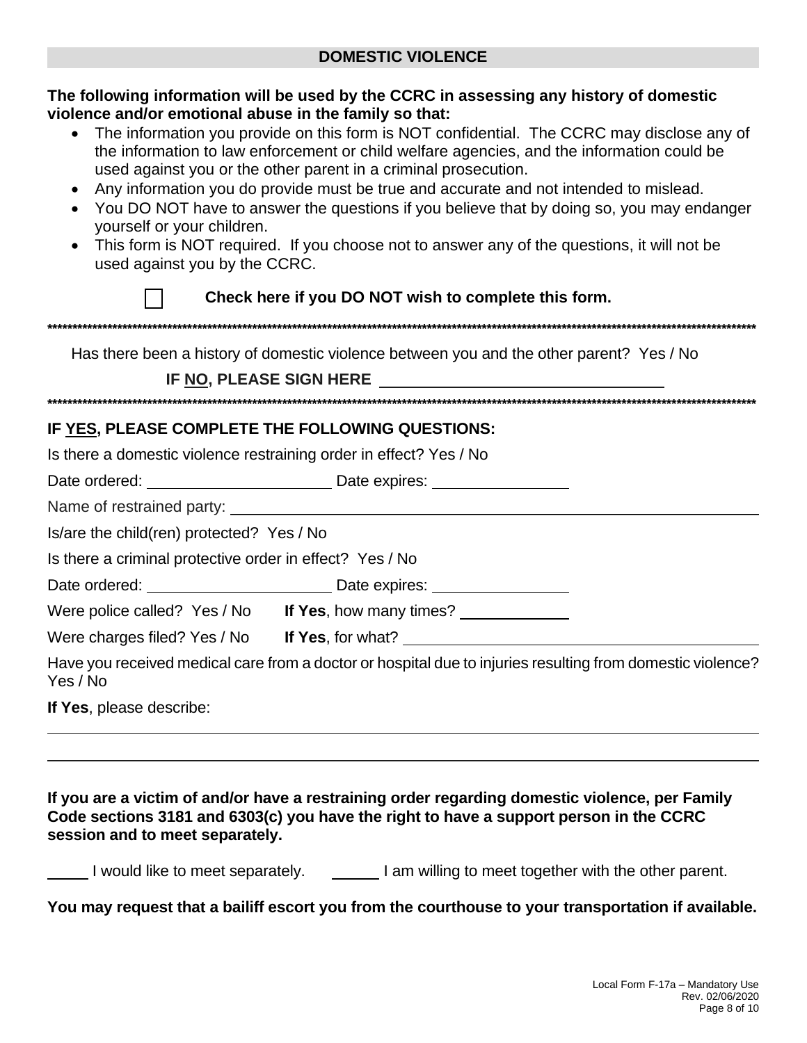## DOMESTIC VIOLENCE

**The following information will be used by the CCRC in assessing any history of domestic violence and/or emotional abuse in the family so that:**

- The information you provide on this form is NOT confidential. The CCRC may disclose any of the information to law enforcement or child welfare agencies, and the information could be used against you or the other parent in a criminal prosecution.
- Any information you do provide must be true and accurate and not intended to mislead.
- You DO NOT have to answer the questions if you believe that by doing so, you may endanger yourself or your children.
- This form is NOT required. If you choose not to answer any of the questions, it will not be used against you by the CCRC.

☐ **Check here if you DO NOT wish to complete this form.**

*****************************************************************************************************************

Has there been a history of domestic violence between you and the other parent? Yes / No

**IF NO, PLEASE SIGN HERE** ______________________________

*****************************************************************************************************************

**IF YES, PLEASE COMPLETE THE FOLLOWING QUESTIONS:**

Is there a domestic violence restraining order in effect? Yes / No

Date ordered: ____________________ Date expires: ______________

Name of restrained party: ______________________________________________

Is/are the child(ren) protected? Yes / No

Is there a criminal protective order in effect? Yes / No

Date ordered: ____________________ Date expires: ______________

Were police called? Yes / No **If Yes**, how many times? ___________

Were charges filed? Yes / No **If Yes**, for what? ______________________________

Have you received medical care from a doctor or hospital due to injuries resulting from domestic violence? Yes / No

**If Yes**, please describe:

______________________________________________________________________

______________________________________________________________________

**If you are a victim of and/or have a restraining order regarding domestic violence, per Family Code sections 3181 and 6303(c) you have the right to have a support person in the CCRC session and to meet separately.**

_____ I would like to meet separately. _____ I am willing to meet together with the other parent.

**You may request that a bailiff escort you from the courthouse to your transportation if available.**

Local Form F-17a – Mandatory Use
Rev. 02/06/2020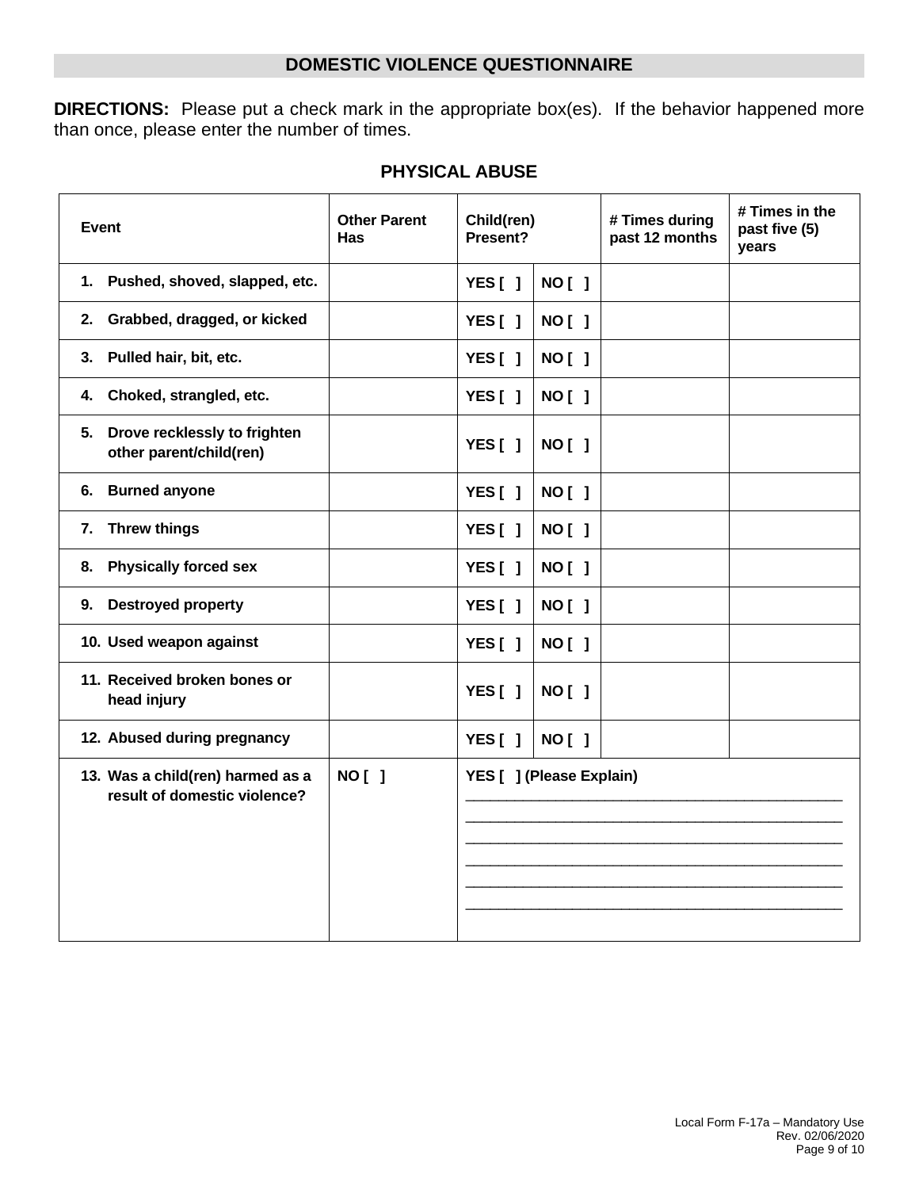## DOMESTIC VIOLENCE QUESTIONNAIRE

**DIRECTIONS:** Please put a check mark in the appropriate box(es). If the behavior happened more than once, please enter the number of times.

### PHYSICAL ABUSE

| Event | Other Parent Has | Child(ren) Present? | | # Times during past 12 months | # Times in the past five (5) years |
|---|---|---|---|---|---|
| 1. Pushed, shoved, slapped, etc. | | YES [ ] | NO [ ] | | |
| 2. Grabbed, dragged, or kicked | | YES [ ] | NO [ ] | | |
| 3. Pulled hair, bit, etc. | | YES [ ] | NO [ ] | | |
| 4. Choked, strangled, etc. | | YES [ ] | NO [ ] | | |
| 5. Drove recklessly to frighten other parent/child(ren) | | YES [ ] | NO [ ] | | |
| 6. Burned anyone | | YES [ ] | NO [ ] | | |
| 7. Threw things | | YES [ ] | NO [ ] | | |
| 8. Physically forced sex | | YES [ ] | NO [ ] | | |
| 9. Destroyed property | | YES [ ] | NO [ ] | | |
| 10. Used weapon against | | YES [ ] | NO [ ] | | |
| 11. Received broken bones or head injury | | YES [ ] | NO [ ] | | |
| 12. Abused during pregnancy | | YES [ ] | NO [ ] | | |
| 13. Was a child(ren) harmed as a result of domestic violence? | NO [ ] | YES [ ] (Please Explain) ______________________________________________ ______________________________________________ ______________________________________________ ______________________________________________ ______________________________________________ ______________________________________________ | | | |

Local Form F-17a – Mandatory Use
Rev. 02/06/2020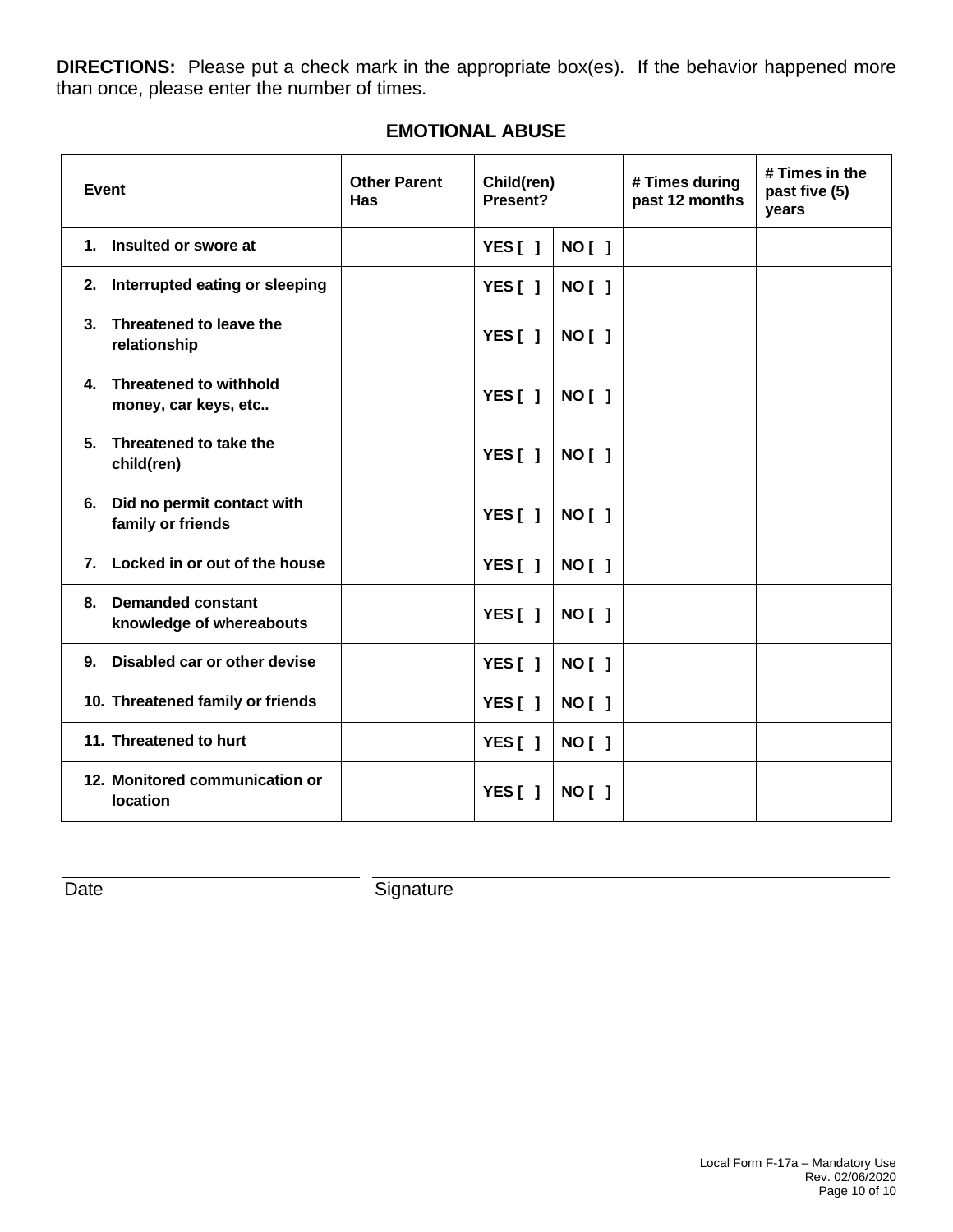**DIRECTIONS:** Please put a check mark in the appropriate box(es). If the behavior happened more than once, please enter the number of times.

## EMOTIONAL ABUSE

| Event | Other Parent Has | Child(ren) Present? | | # Times during past 12 months | # Times in the past five (5) years |
|---|---|---|---|---|---|
| 1. Insulted or swore at | | YES [ ] | NO [ ] | | |
| 2. Interrupted eating or sleeping | | YES [ ] | NO [ ] | | |
| 3. Threatened to leave the relationship | | YES [ ] | NO [ ] | | |
| 4. Threatened to withhold money, car keys, etc.. | | YES [ ] | NO [ ] | | |
| 5. Threatened to take the child(ren) | | YES [ ] | NO [ ] | | |
| 6. Did no permit contact with family or friends | | YES [ ] | NO [ ] | | |
| 7. Locked in or out of the house | | YES [ ] | NO [ ] | | |
| 8. Demanded constant knowledge of whereabouts | | YES [ ] | NO [ ] | | |
| 9. Disabled car or other devise | | YES [ ] | NO [ ] | | |
| 10. Threatened family or friends | | YES [ ] | NO [ ] | | |
| 11. Threatened to hurt | | YES [ ] | NO [ ] | | |
| 12. Monitored communication or location | | YES [ ] | NO [ ] | | |

\_\_\_\_\_\_\_\_\_\_\_\_\_\_\_\_\_\_\_\_\_\_\_\_ \_\_\_\_\_\_\_\_\_\_\_\_\_\_\_\_\_\_\_\_\_\_\_\_\_\_\_\_\_\_\_\_\_\_\_\_\_\_\_\_

Date Signature

Local Form F-17a – Mandatory Use
Rev. 02/06/2020